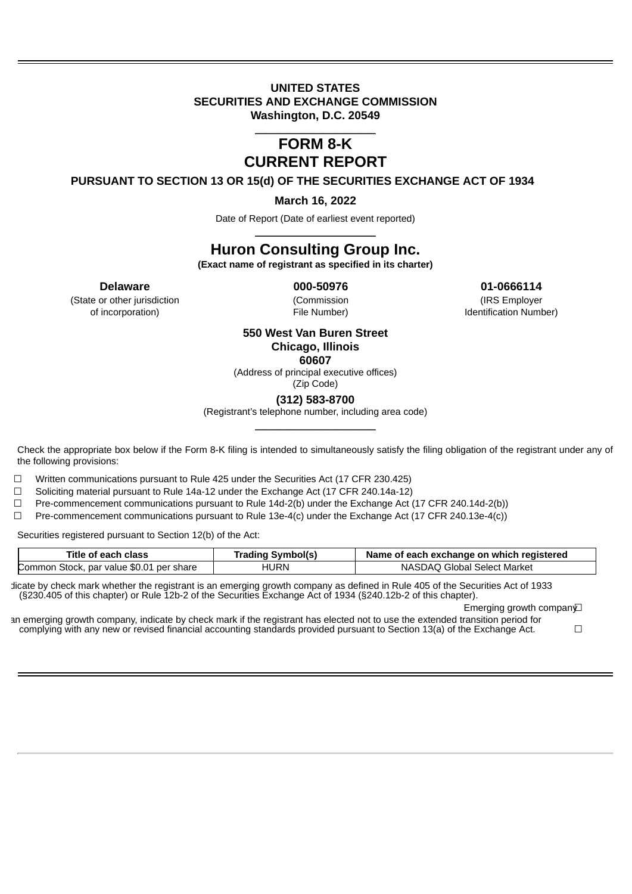**UNITED STATES**
**SECURITIES AND EXCHANGE COMMISSION**
**Washington, D.C. 20549**

# FORM 8-K
# CURRENT REPORT

**PURSUANT TO SECTION 13 OR 15(d) OF THE SECURITIES EXCHANGE ACT OF 1934**

**March 16, 2022**

Date of Report (Date of earliest event reported)

## Huron Consulting Group Inc.

**(Exact name of registrant as specified in its charter)**

| **Delaware** | **000-50976** | **01-0666114** |
|---|---|---|
| (State or other jurisdiction of incorporation) | (Commission File Number) | (IRS Employer Identification Number) |

**550 West Van Buren Street**
**Chicago, Illinois**
**60607**
(Address of principal executive offices)
(Zip Code)

**(312) 583-8700**
(Registrant's telephone number, including area code)

Check the appropriate box below if the Form 8-K filing is intended to simultaneously satisfy the filing obligation of the registrant under any of the following provisions:

☐ Written communications pursuant to Rule 425 under the Securities Act (17 CFR 230.425)
☐ Soliciting material pursuant to Rule 14a-12 under the Exchange Act (17 CFR 240.14a-12)
☐ Pre-commencement communications pursuant to Rule 14d-2(b) under the Exchange Act (17 CFR 240.14d-2(b))
☐ Pre-commencement communications pursuant to Rule 13e-4(c) under the Exchange Act (17 CFR 240.13e-4(c))

Securities registered pursuant to Section 12(b) of the Act:

| Title of each class | Trading Symbol(s) | Name of each exchange on which registered |
|---|---|---|
| Common Stock, par value $0.01 per share | HURN | NASDAQ Global Select Market |

Indicate by check mark whether the registrant is an emerging growth company as defined in Rule 405 of the Securities Act of 1933 (§230.405 of this chapter) or Rule 12b-2 of the Securities Exchange Act of 1934 (§240.12b-2 of this chapter).

Emerging growth company ☐

If an emerging growth company, indicate by check mark if the registrant has elected not to use the extended transition period for complying with any new or revised financial accounting standards provided pursuant to Section 13(a) of the Exchange Act. ☐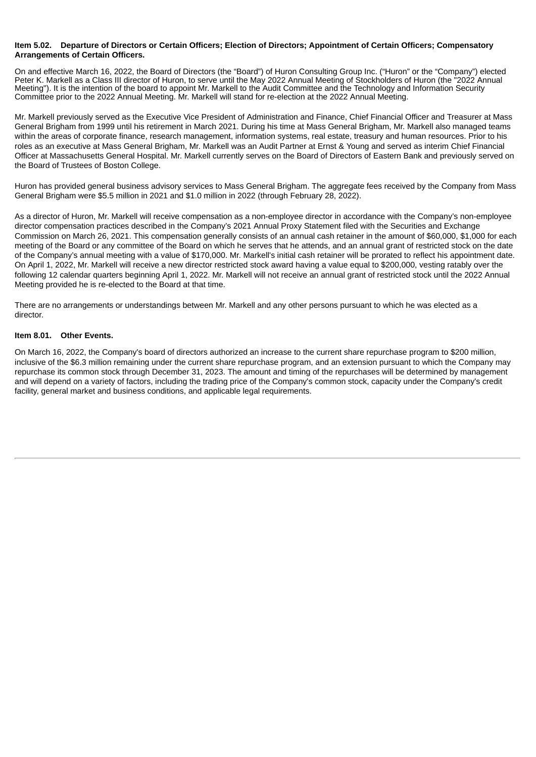**Item 5.02. Departure of Directors or Certain Officers; Election of Directors; Appointment of Certain Officers; Compensatory Arrangements of Certain Officers.**

On and effective March 16, 2022, the Board of Directors (the “Board”) of Huron Consulting Group Inc. (“Huron” or the “Company”) elected Peter K. Markell as a Class III director of Huron, to serve until the May 2022 Annual Meeting of Stockholders of Huron (the "2022 Annual Meeting"). It is the intention of the board to appoint Mr. Markell to the Audit Committee and the Technology and Information Security Committee prior to the 2022 Annual Meeting. Mr. Markell will stand for re-election at the 2022 Annual Meeting.

Mr. Markell previously served as the Executive Vice President of Administration and Finance, Chief Financial Officer and Treasurer at Mass General Brigham from 1999 until his retirement in March 2021. During his time at Mass General Brigham, Mr. Markell also managed teams within the areas of corporate finance, research management, information systems, real estate, treasury and human resources. Prior to his roles as an executive at Mass General Brigham, Mr. Markell was an Audit Partner at Ernst & Young and served as interim Chief Financial Officer at Massachusetts General Hospital. Mr. Markell currently serves on the Board of Directors of Eastern Bank and previously served on the Board of Trustees of Boston College.

Huron has provided general business advisory services to Mass General Brigham. The aggregate fees received by the Company from Mass General Brigham were $5.5 million in 2021 and $1.0 million in 2022 (through February 28, 2022).

As a director of Huron, Mr. Markell will receive compensation as a non-employee director in accordance with the Company’s non-employee director compensation practices described in the Company’s 2021 Annual Proxy Statement filed with the Securities and Exchange Commission on March 26, 2021. This compensation generally consists of an annual cash retainer in the amount of $60,000, $1,000 for each meeting of the Board or any committee of the Board on which he serves that he attends, and an annual grant of restricted stock on the date of the Company’s annual meeting with a value of $170,000. Mr. Markell's initial cash retainer will be prorated to reflect his appointment date. On April 1, 2022, Mr. Markell will receive a new director restricted stock award having a value equal to $200,000, vesting ratably over the following 12 calendar quarters beginning April 1, 2022. Mr. Markell will not receive an annual grant of restricted stock until the 2022 Annual Meeting provided he is re-elected to the Board at that time.

There are no arrangements or understandings between Mr. Markell and any other persons pursuant to which he was elected as a director.

**Item 8.01. Other Events.**

On March 16, 2022, the Company's board of directors authorized an increase to the current share repurchase program to $200 million, inclusive of the $6.3 million remaining under the current share repurchase program, and an extension pursuant to which the Company may repurchase its common stock through December 31, 2023. The amount and timing of the repurchases will be determined by management and will depend on a variety of factors, including the trading price of the Company's common stock, capacity under the Company's credit facility, general market and business conditions, and applicable legal requirements.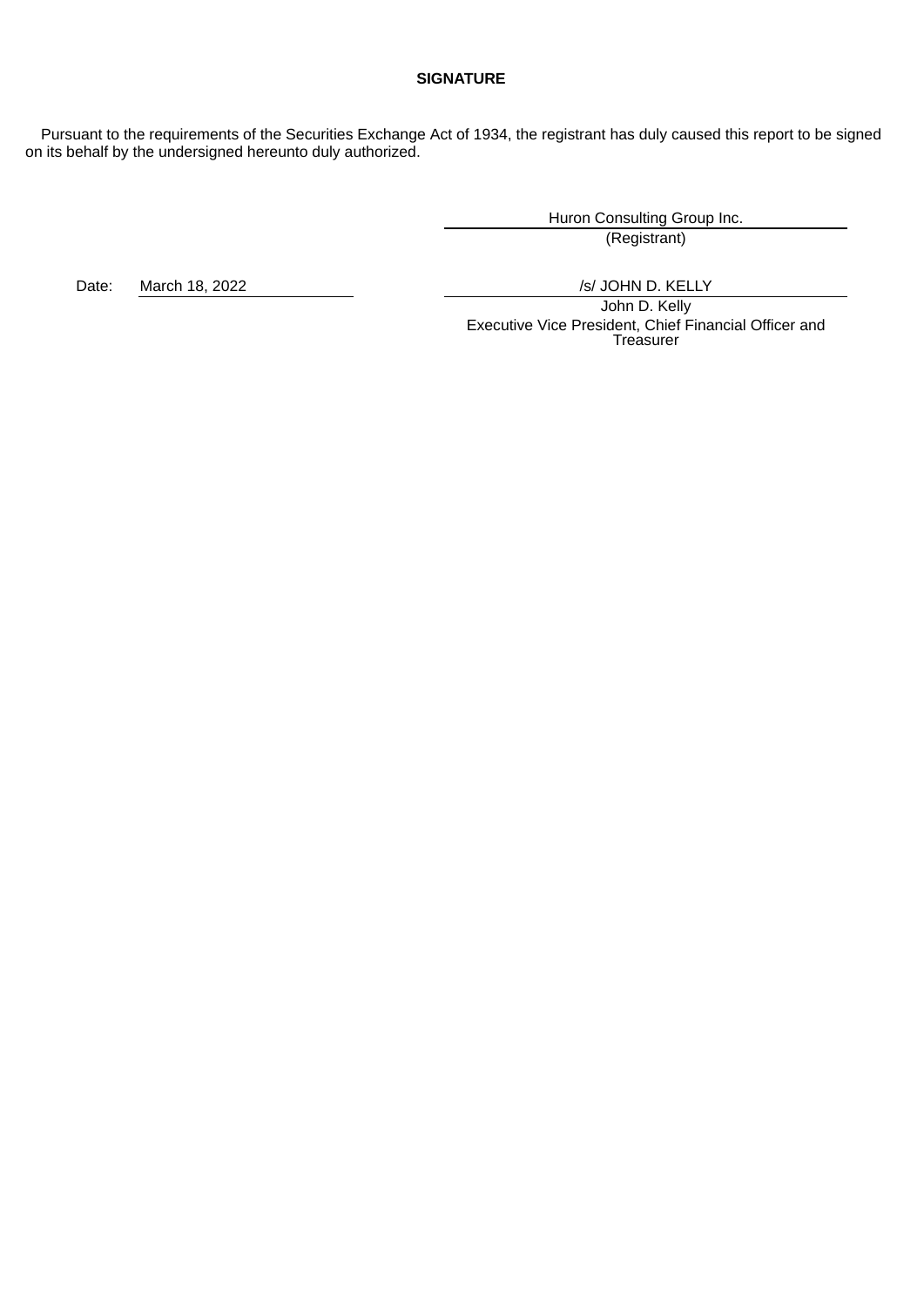**SIGNATURE**

Pursuant to the requirements of the Securities Exchange Act of 1934, the registrant has duly caused this report to be signed on its behalf by the undersigned hereunto duly authorized.

Huron Consulting Group Inc.
(Registrant)

Date: March 18, 2022

/s/ JOHN D. KELLY
John D. Kelly
Executive Vice President, Chief Financial Officer and Treasurer